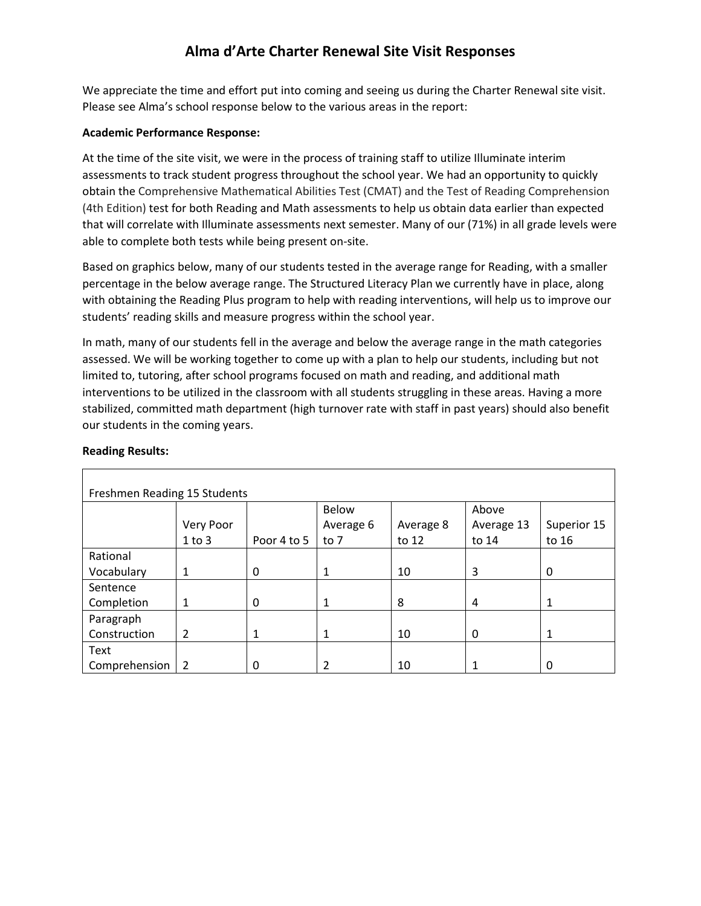# Alma d'Arte Charter Renewal Site Visit Responses

We appreciate the time and effort put into coming and seeing us during the Charter Renewal site visit. Please see Alma's school response below to the various areas in the report:

**Academic Performance Response:**

At the time of the site visit, we were in the process of training staff to utilize Illuminate interim assessments to track student progress throughout the school year. We had an opportunity to quickly obtain the Comprehensive Mathematical Abilities Test (CMAT) and the Test of Reading Comprehension (4th Edition) test for both Reading and Math assessments to help us obtain data earlier than expected that will correlate with Illuminate assessments next semester. Many of our (71%) in all grade levels were able to complete both tests while being present on-site.

Based on graphics below, many of our students tested in the average range for Reading, with a smaller percentage in the below average range. The Structured Literacy Plan we currently have in place, along with obtaining the Reading Plus program to help with reading interventions, will help us to improve our students' reading skills and measure progress within the school year.

In math, many of our students fell in the average and below the average range in the math categories assessed. We will be working together to come up with a plan to help our students, including but not limited to, tutoring, after school programs focused on math and reading, and additional math interventions to be utilized in the classroom with all students struggling in these areas. Having a more stabilized, committed math department (high turnover rate with staff in past years) should also benefit our students in the coming years.

**Reading Results:**

| Freshmen Reading 15 Students | | | | | | |
|---|---|---|---|---|---|---|
| | Very Poor 1 to 3 | Poor 4 to 5 | Below Average 6 to 7 | Average 8 to 12 | Above Average 13 to 14 | Superior 15 to 16 |
| Rational Vocabulary | 1 | 0 | 1 | 10 | 3 | 0 |
| Sentence Completion | 1 | 0 | 1 | 8 | 4 | 1 |
| Paragraph Construction | 2 | 1 | 1 | 10 | 0 | 1 |
| Text Comprehension | 2 | 0 | 2 | 10 | 1 | 0 |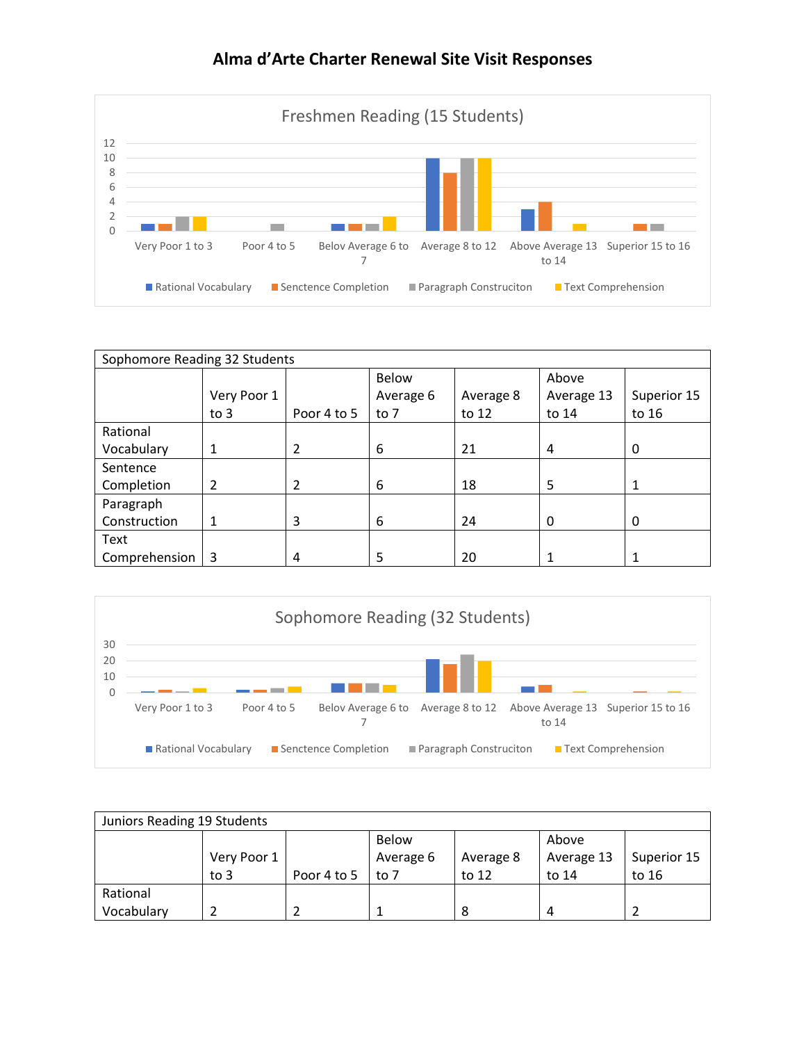# Alma d'Arte Charter Renewal Site Visit Responses

Freshmen Reading (15 Students)

| | Very Poor 1 to 3 | Poor 4 to 5 | Belov Average 6 to 7 | Average 8 to 12 | Above Average 13 to 14 | Superior 15 to 16 |
|---|---|---|---|---|---|---|
| Rational Vocabulary | 1 | 0 | 1 | 10 | 3 | 0 |
| Senctence Completion | 1 | 0 | 1 | 8 | 4 | 1 |
| Paragraph Construciton | 2 | 1 | 1 | 10 | 0 | 1 |
| Text Comprehension | 2 | 0 | 2 | 10 | 1 | 0 |

| Sophomore Reading 32 Students | | | | | | |
|---|---|---|---|---|---|---|
| | Very Poor 1 to 3 | Poor 4 to 5 | Below Average 6 to 7 | Average 8 to 12 | Above Average 13 to 14 | Superior 15 to 16 |
| Rational Vocabulary | 1 | 2 | 6 | 21 | 4 | 0 |
| Sentence Completion | 2 | 2 | 6 | 18 | 5 | 1 |
| Paragraph Construction | 1 | 3 | 6 | 24 | 0 | 0 |
| Text Comprehension | 3 | 4 | 5 | 20 | 1 | 1 |

Sophomore Reading (32 Students)

| | Very Poor 1 to 3 | Poor 4 to 5 | Belov Average 6 to 7 | Average 8 to 12 | Above Average 13 to 14 | Superior 15 to 16 |
|---|---|---|---|---|---|---|
| Rational Vocabulary | 1 | 2 | 6 | 21 | 4 | 0 |
| Senctence Completion | 2 | 2 | 6 | 18 | 5 | 1 |
| Paragraph Construciton | 1 | 3 | 6 | 24 | 0 | 0 |
| Text Comprehension | 3 | 4 | 5 | 20 | 1 | 1 |

| Juniors Reading 19 Students | | | | | | |
|---|---|---|---|---|---|---|
| | Very Poor 1 to 3 | Poor 4 to 5 | Below Average 6 to 7 | Average 8 to 12 | Above Average 13 to 14 | Superior 15 to 16 |
| Rational Vocabulary | 2 | 2 | 1 | 8 | 4 | 2 |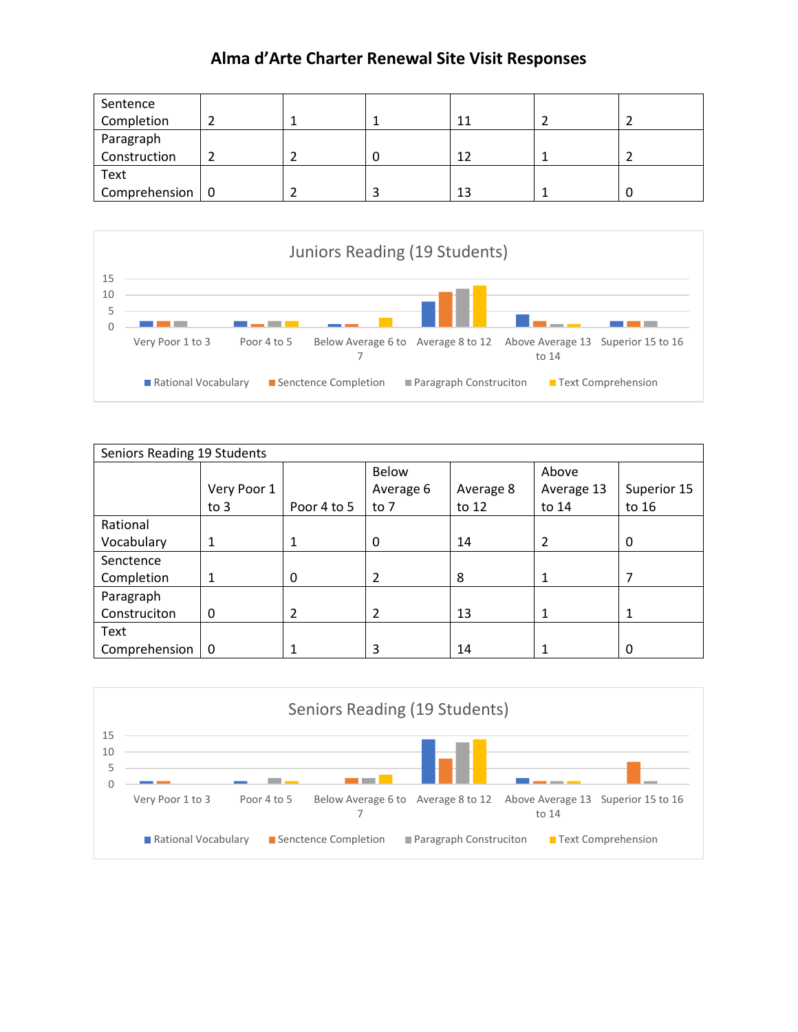# Alma d'Arte Charter Renewal Site Visit Responses

| | | | | | | |
|---|---|---|---|---|---|---|
| Sentence Completion | 2 | 1 | 1 | 11 | 2 | 2 |
| Paragraph Construction | 2 | 2 | 0 | 12 | 1 | 2 |
| Text Comprehension | 0 | 2 | 3 | 13 | 1 | 0 |

Juniors Reading (19 Students)

Very Poor 1 to 3 | Poor 4 to 5 | Below Average 6 to 7 | Average 8 to 12 | Above Average 13 to 14 | Superior 15 to 16

■ Rational Vocabulary ■ Senctence Completion ■ Paragraph Construciton ■ Text Comprehension

| Seniors Reading 19 Students | | | | | | |
|---|---|---|---|---|---|---|
| | Very Poor 1 to 3 | Poor 4 to 5 | Below Average 6 to 7 | Average 8 to 12 | Above Average 13 to 14 | Superior 15 to 16 |
| Rational Vocabulary | 1 | 1 | 0 | 14 | 2 | 0 |
| Senctence Completion | 1 | 0 | 2 | 8 | 1 | 7 |
| Paragraph Construciton | 0 | 2 | 2 | 13 | 1 | 1 |
| Text Comprehension | 0 | 1 | 3 | 14 | 1 | 0 |

Seniors Reading (19 Students)

Very Poor 1 to 3 | Poor 4 to 5 | Below Average 6 to 7 | Average 8 to 12 | Above Average 13 to 14 | Superior 15 to 16

■ Rational Vocabulary ■ Senctence Completion ■ Paragraph Construciton ■ Text Comprehension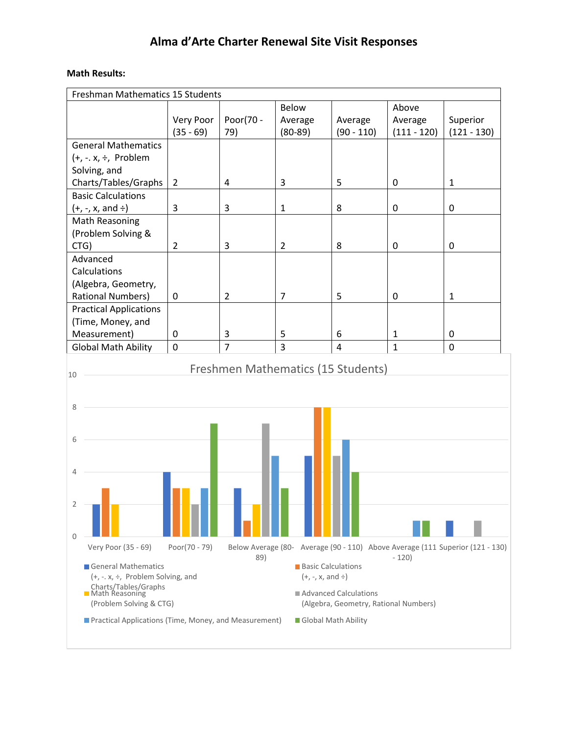# Alma d'Arte Charter Renewal Site Visit Responses

**Math Results:**

| Freshman Mathematics 15 Students | | | | | | |
|---|---|---|---|---|---|---|
| | Very Poor (35 - 69) | Poor(70 - 79) | Below Average (80-89) | Average (90 - 110) | Above Average (111 - 120) | Superior (121 - 130) |
| General Mathematics (+, -. x, ÷, Problem Solving, and Charts/Tables/Graphs | 2 | 4 | 3 | 5 | 0 | 1 |
| Basic Calculations (+, -, x, and ÷) | 3 | 3 | 1 | 8 | 0 | 0 |
| Math Reasoning (Problem Solving & CTG) | 2 | 3 | 2 | 8 | 0 | 0 |
| Advanced Calculations (Algebra, Geometry, Rational Numbers) | 0 | 2 | 7 | 5 | 0 | 1 |
| Practical Applications (Time, Money, and Measurement) | 0 | 3 | 5 | 6 | 1 | 0 |
| Global Math Ability | 0 | 7 | 3 | 4 | 1 | 0 |

Freshmen Mathematics (15 Students)

| | Very Poor (35 - 69) | Poor(70 - 79) | Below Average (80-89) | Average (90 - 110) | Above Average (111 - 120) | Superior (121 - 130) |
|---|---|---|---|---|---|---|
| General Mathematics (+, -. x, ÷, Problem Solving, and Charts/Tables/Graphs | 2 | 4 | 3 | 5 | | 1 |
| Basic Calculations (+, -, x, and ÷) | 3 | 3 | 1 | 8 | | |
| Math Reasoning (Problem Solving & CTG) | 2 | 3 | 2 | 8 | | |
| Advanced Calculations (Algebra, Geometry, Rational Numbers) | | 2 | 7 | 5 | | 1 |
| Practical Applications (Time, Money, and Measurement) | | 3 | 5 | 6 | 1 | |
| Global Math Ability | | 7 | 3 | 4 | 1 | |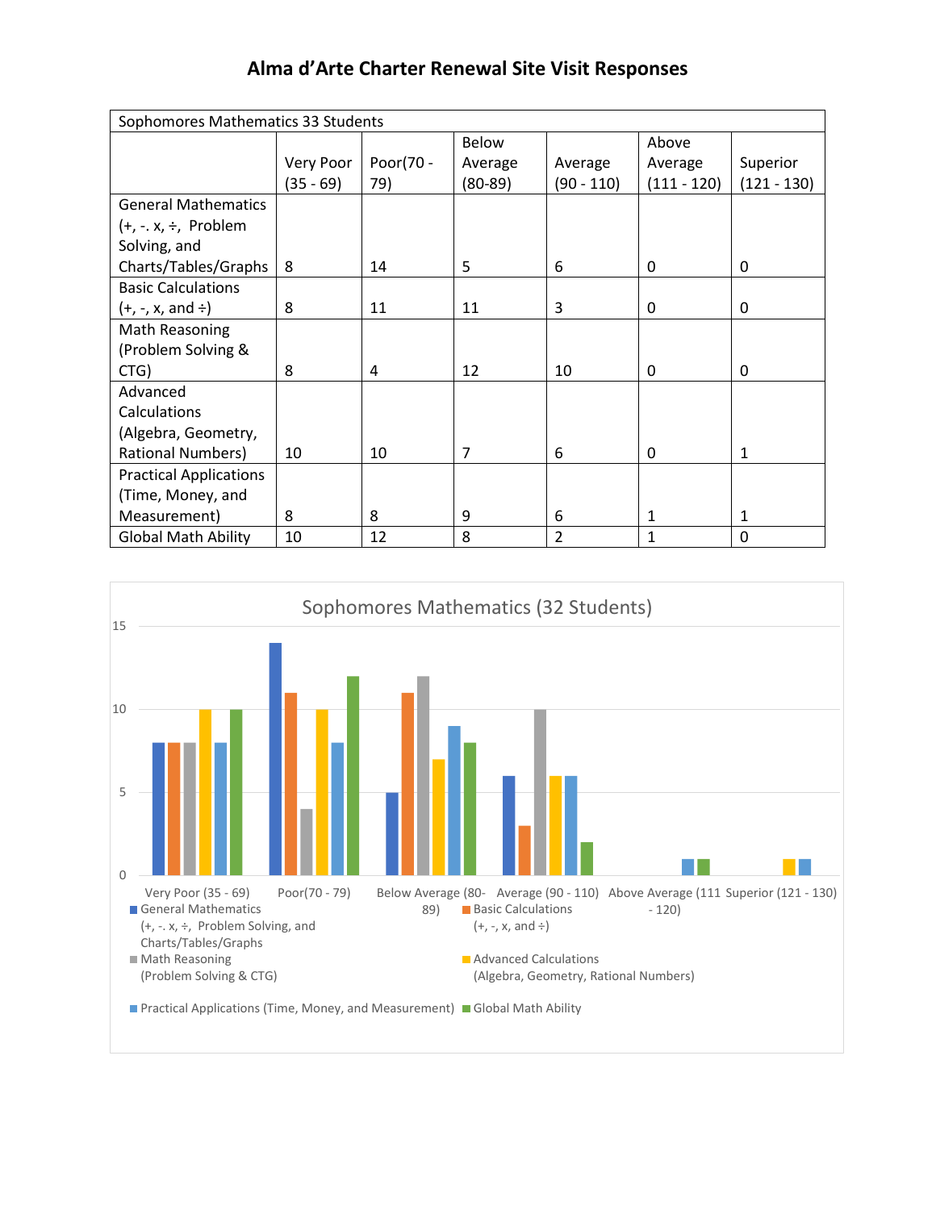# Alma d'Arte Charter Renewal Site Visit Responses

| Sophomores Mathematics 33 Students | | | | | | |
|---|---|---|---|---|---|---|
| | Very Poor (35 - 69) | Poor(70 - 79) | Below Average (80-89) | Average (90 - 110) | Above Average (111 - 120) | Superior (121 - 130) |
| General Mathematics (+, -. x, ÷, Problem Solving, and Charts/Tables/Graphs | 8 | 14 | 5 | 6 | 0 | 0 |
| Basic Calculations (+, -, x, and ÷) | 8 | 11 | 11 | 3 | 0 | 0 |
| Math Reasoning (Problem Solving & CTG) | 8 | 4 | 12 | 10 | 0 | 0 |
| Advanced Calculations (Algebra, Geometry, Rational Numbers) | 10 | 10 | 7 | 6 | 0 | 1 |
| Practical Applications (Time, Money, and Measurement) | 8 | 8 | 9 | 6 | 1 | 1 |
| Global Math Ability | 10 | 12 | 8 | 2 | 1 | 0 |

Sophomores Mathematics (32 Students)

| | Very Poor (35 - 69) | Poor(70 - 79) | Below Average (80-89) | Average (90 - 110) | Above Average (111 - 120) | Superior (121 - 130) |
|---|---|---|---|---|---|---|
| General Mathematics (+, -. x, ÷, Problem Solving, and Charts/Tables/Graphs | 8 | 14 | 5 | 6 | | |
| Basic Calculations (+, -, x, and ÷) | 8 | 11 | 11 | 3 | | |
| Math Reasoning (Problem Solving & CTG) | 8 | 4 | 12 | 10 | | |
| Advanced Calculations (Algebra, Geometry, Rational Numbers) | 10 | 10 | 7 | 6 | | 1 |
| Practical Applications (Time, Money, and Measurement) | 8 | 8 | 9 | 6 | 1 | 1 |
| Global Math Ability | 10 | 12 | 8 | 2 | 1 | |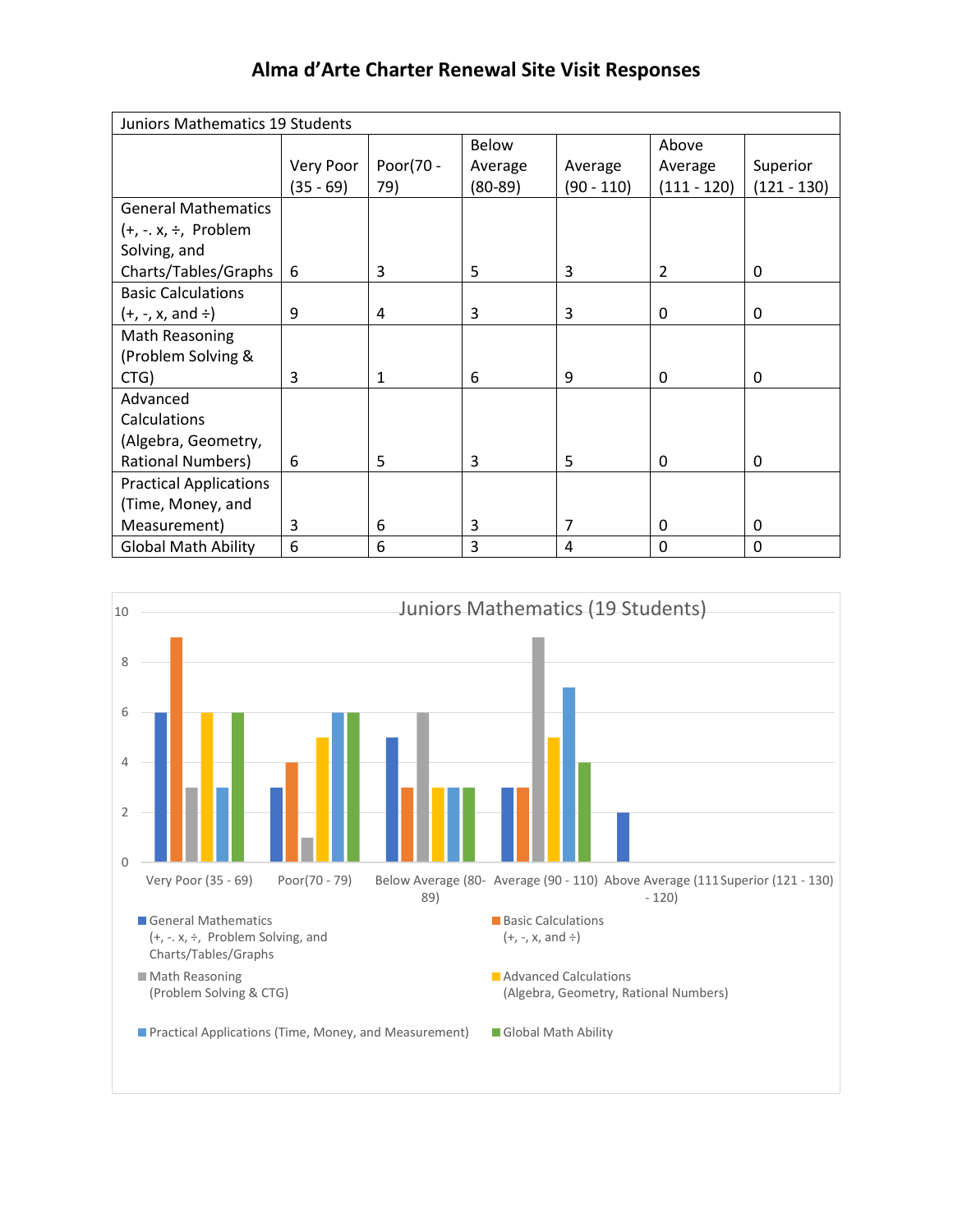# Alma d'Arte Charter Renewal Site Visit Responses

| Juniors Mathematics 19 Students | | | | | | |
|---|---|---|---|---|---|---|
| | Very Poor (35 - 69) | Poor(70 - 79) | Below Average (80-89) | Average (90 - 110) | Above Average (111 - 120) | Superior (121 - 130) |
| General Mathematics (+, -. x, ÷, Problem Solving, and Charts/Tables/Graphs | 6 | 3 | 5 | 3 | 2 | 0 |
| Basic Calculations (+, -, x, and ÷) | 9 | 4 | 3 | 3 | 0 | 0 |
| Math Reasoning (Problem Solving & CTG) | 3 | 1 | 6 | 9 | 0 | 0 |
| Advanced Calculations (Algebra, Geometry, Rational Numbers) | 6 | 5 | 3 | 5 | 0 | 0 |
| Practical Applications (Time, Money, and Measurement) | 3 | 6 | 3 | 7 | 0 | 0 |
| Global Math Ability | 6 | 6 | 3 | 4 | 0 | 0 |

Juniors Mathematics (19 Students)

| | Very Poor (35 - 69) | Poor(70 - 79) | Below Average (80-89) | Average (90 - 110) | Above Average (111 - 120) | Superior (121 - 130) |
|---|---|---|---|---|---|---|
| General Mathematics (+, -. x, ÷, Problem Solving, and Charts/Tables/Graphs | 6 | 3 | 5 | 3 | 2 | 0 |
| Basic Calculations (+, -, x, and ÷) | 9 | 4 | 3 | 3 | 0 | 0 |
| Math Reasoning (Problem Solving & CTG) | 3 | 1 | 6 | 9 | 0 | 0 |
| Advanced Calculations (Algebra, Geometry, Rational Numbers) | 6 | 5 | 3 | 5 | 0 | 0 |
| Practical Applications (Time, Money, and Measurement) | 3 | 6 | 3 | 7 | 0 | 0 |
| Global Math Ability | 6 | 6 | 3 | 4 | 0 | 0 |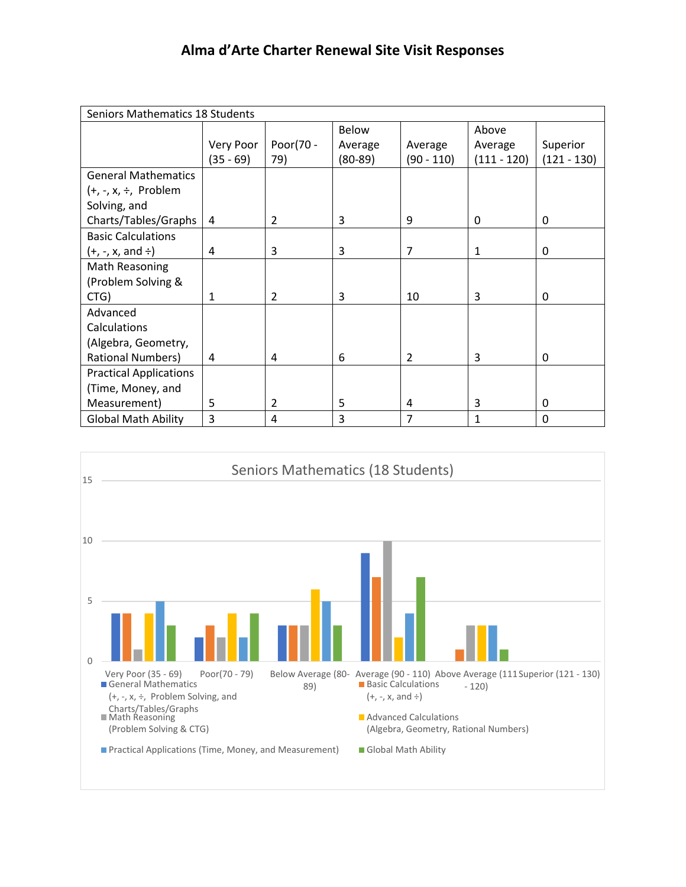# Alma d'Arte Charter Renewal Site Visit Responses

| Seniors Mathematics 18 Students | | | | | | |
|---|---|---|---|---|---|---|
| | Very Poor (35 - 69) | Poor(70 - 79) | Below Average (80-89) | Average (90 - 110) | Above Average (111 - 120) | Superior (121 - 130) |
| General Mathematics (+, -, x, ÷, Problem Solving, and Charts/Tables/Graphs | 4 | 2 | 3 | 9 | 0 | 0 |
| Basic Calculations (+, -, x, and ÷) | 4 | 3 | 3 | 7 | 1 | 0 |
| Math Reasoning (Problem Solving & CTG) | 1 | 2 | 3 | 10 | 3 | 0 |
| Advanced Calculations (Algebra, Geometry, Rational Numbers) | 4 | 4 | 6 | 2 | 3 | 0 |
| Practical Applications (Time, Money, and Measurement) | 5 | 2 | 5 | 4 | 3 | 0 |
| Global Math Ability | 3 | 4 | 3 | 7 | 1 | 0 |

Seniors Mathematics (18 Students)

Legend: General Mathematics (+, -, x, ÷, Problem Solving, and Charts/Tables/Graphs; Basic Calculations (+, -, x, and ÷); Math Reasoning (Problem Solving & CTG); Advanced Calculations (Algebra, Geometry, Rational Numbers); Practical Applications (Time, Money, and Measurement); Global Math Ability

Categories: Very Poor (35 - 69); Poor(70 - 79); Below Average (80-89); Average (90 - 110); Above Average (111 - 120); Superior (121 - 130)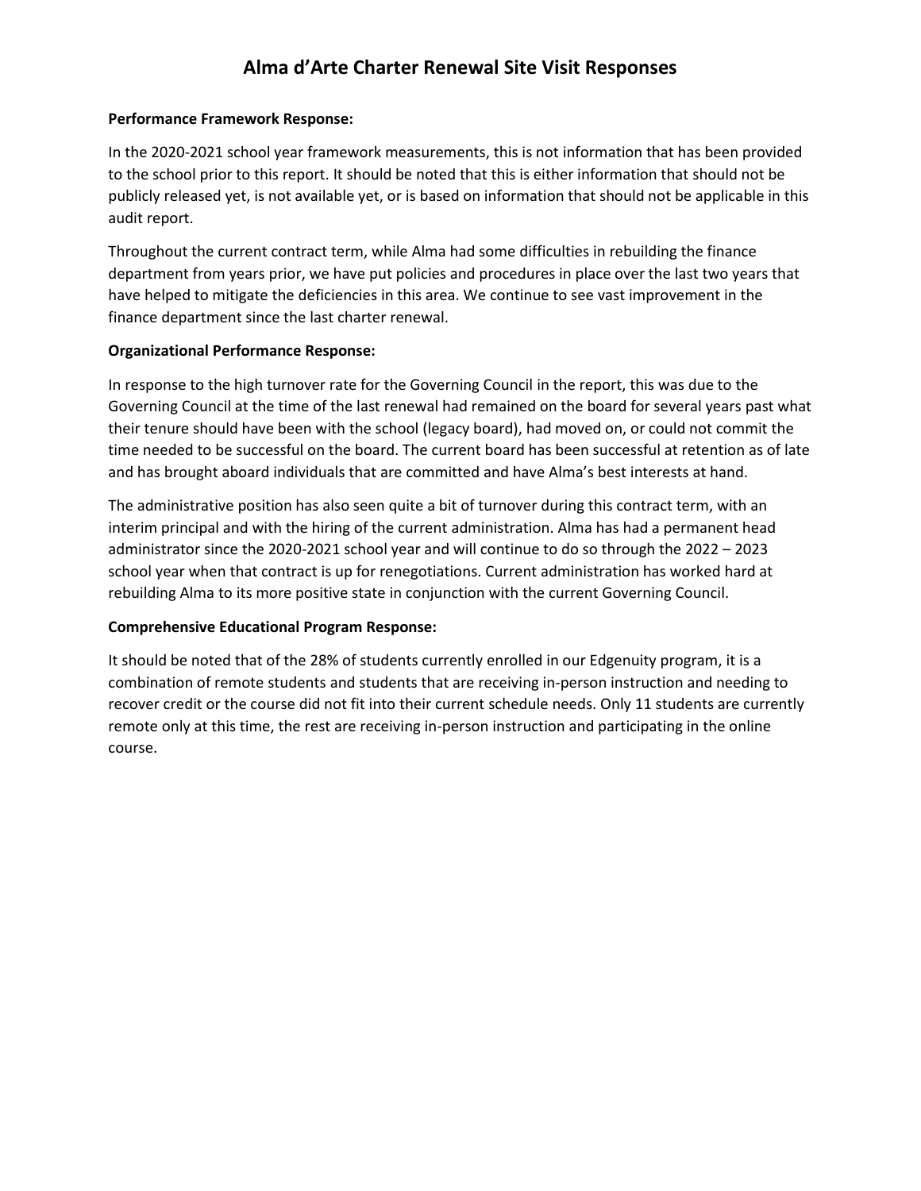# Alma d'Arte Charter Renewal Site Visit Responses

**Performance Framework Response:**

In the 2020-2021 school year framework measurements, this is not information that has been provided to the school prior to this report. It should be noted that this is either information that should not be publicly released yet, is not available yet, or is based on information that should not be applicable in this audit report.

Throughout the current contract term, while Alma had some difficulties in rebuilding the finance department from years prior, we have put policies and procedures in place over the last two years that have helped to mitigate the deficiencies in this area. We continue to see vast improvement in the finance department since the last charter renewal.

**Organizational Performance Response:**

In response to the high turnover rate for the Governing Council in the report, this was due to the Governing Council at the time of the last renewal had remained on the board for several years past what their tenure should have been with the school (legacy board), had moved on, or could not commit the time needed to be successful on the board. The current board has been successful at retention as of late and has brought aboard individuals that are committed and have Alma's best interests at hand.

The administrative position has also seen quite a bit of turnover during this contract term, with an interim principal and with the hiring of the current administration. Alma has had a permanent head administrator since the 2020-2021 school year and will continue to do so through the 2022 – 2023 school year when that contract is up for renegotiations. Current administration has worked hard at rebuilding Alma to its more positive state in conjunction with the current Governing Council.

**Comprehensive Educational Program Response:**

It should be noted that of the 28% of students currently enrolled in our Edgenuity program, it is a combination of remote students and students that are receiving in-person instruction and needing to recover credit or the course did not fit into their current schedule needs. Only 11 students are currently remote only at this time, the rest are receiving in-person instruction and participating in the online course.